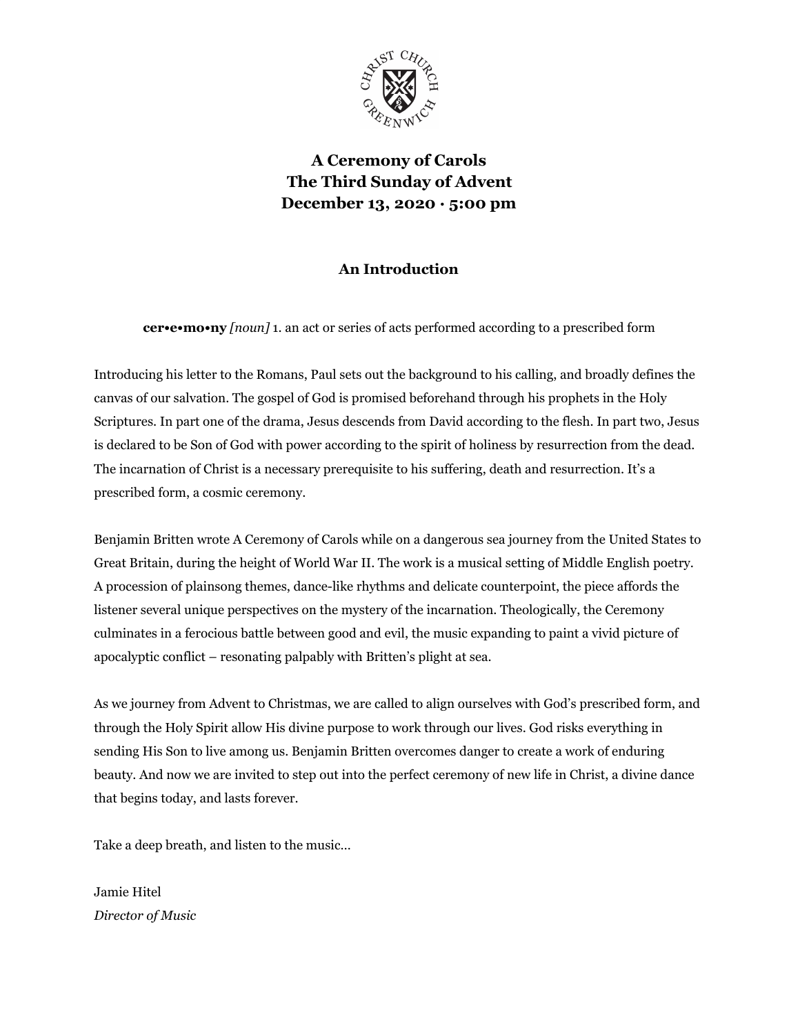# A Ceremony of Carols
# The Third Sunday of Advent
# December 13, 2020 · 5:00 pm

## An Introduction

**cer•e•mo•ny** *[noun]* 1. an act or series of acts performed according to a prescribed form

Introducing his letter to the Romans, Paul sets out the background to his calling, and broadly defines the canvas of our salvation. The gospel of God is promised beforehand through his prophets in the Holy Scriptures. In part one of the drama, Jesus descends from David according to the flesh. In part two, Jesus is declared to be Son of God with power according to the spirit of holiness by resurrection from the dead. The incarnation of Christ is a necessary prerequisite to his suffering, death and resurrection. It's a prescribed form, a cosmic ceremony.

Benjamin Britten wrote A Ceremony of Carols while on a dangerous sea journey from the United States to Great Britain, during the height of World War II. The work is a musical setting of Middle English poetry. A procession of plainsong themes, dance-like rhythms and delicate counterpoint, the piece affords the listener several unique perspectives on the mystery of the incarnation. Theologically, the Ceremony culminates in a ferocious battle between good and evil, the music expanding to paint a vivid picture of apocalyptic conflict – resonating palpably with Britten's plight at sea.

As we journey from Advent to Christmas, we are called to align ourselves with God's prescribed form, and through the Holy Spirit allow His divine purpose to work through our lives. God risks everything in sending His Son to live among us. Benjamin Britten overcomes danger to create a work of enduring beauty. And now we are invited to step out into the perfect ceremony of new life in Christ, a divine dance that begins today, and lasts forever.

Take a deep breath, and listen to the music…

Jamie Hitel
*Director of Music*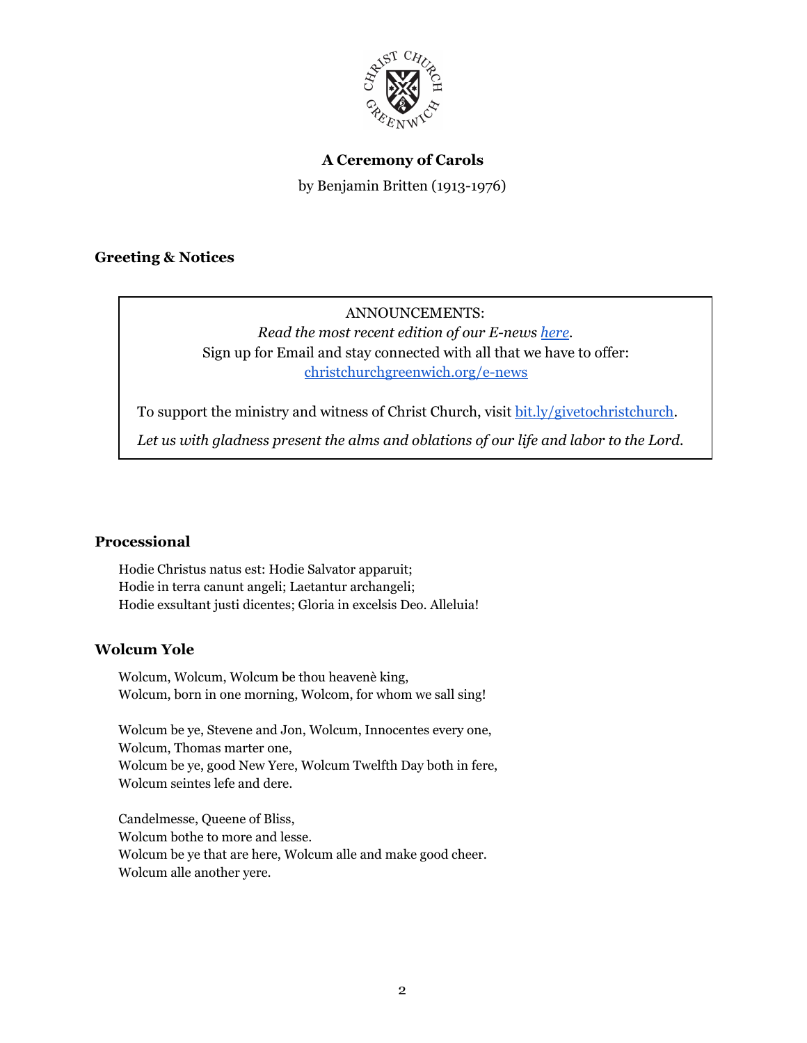**A Ceremony of Carols**

by Benjamin Britten (1913-1976)

## Greeting & Notices

ANNOUNCEMENTS:

*Read the most recent edition of our E-news here.*

Sign up for Email and stay connected with all that we have to offer: christchurchgreenwich.org/e-news

To support the ministry and witness of Christ Church, visit bit.ly/givetochristchurch.

*Let us with gladness present the alms and oblations of our life and labor to the Lord.*

## Processional

Hodie Christus natus est: Hodie Salvator apparuit;
Hodie in terra canunt angeli; Laetantur archangeli;
Hodie exsultant justi dicentes; Gloria in excelsis Deo. Alleluia!

## Wolcum Yole

Wolcum, Wolcum, Wolcum be thou heavenè king,
Wolcum, born in one morning, Wolcom, for whom we sall sing!

Wolcum be ye, Stevene and Jon, Wolcum, Innocentes every one,
Wolcum, Thomas marter one,
Wolcum be ye, good New Yere, Wolcum Twelfth Day both in fere,
Wolcum seintes lefe and dere.

Candelmesse, Queene of Bliss,
Wolcum bothe to more and lesse.
Wolcum be ye that are here, Wolcum alle and make good cheer.
Wolcum alle another yere.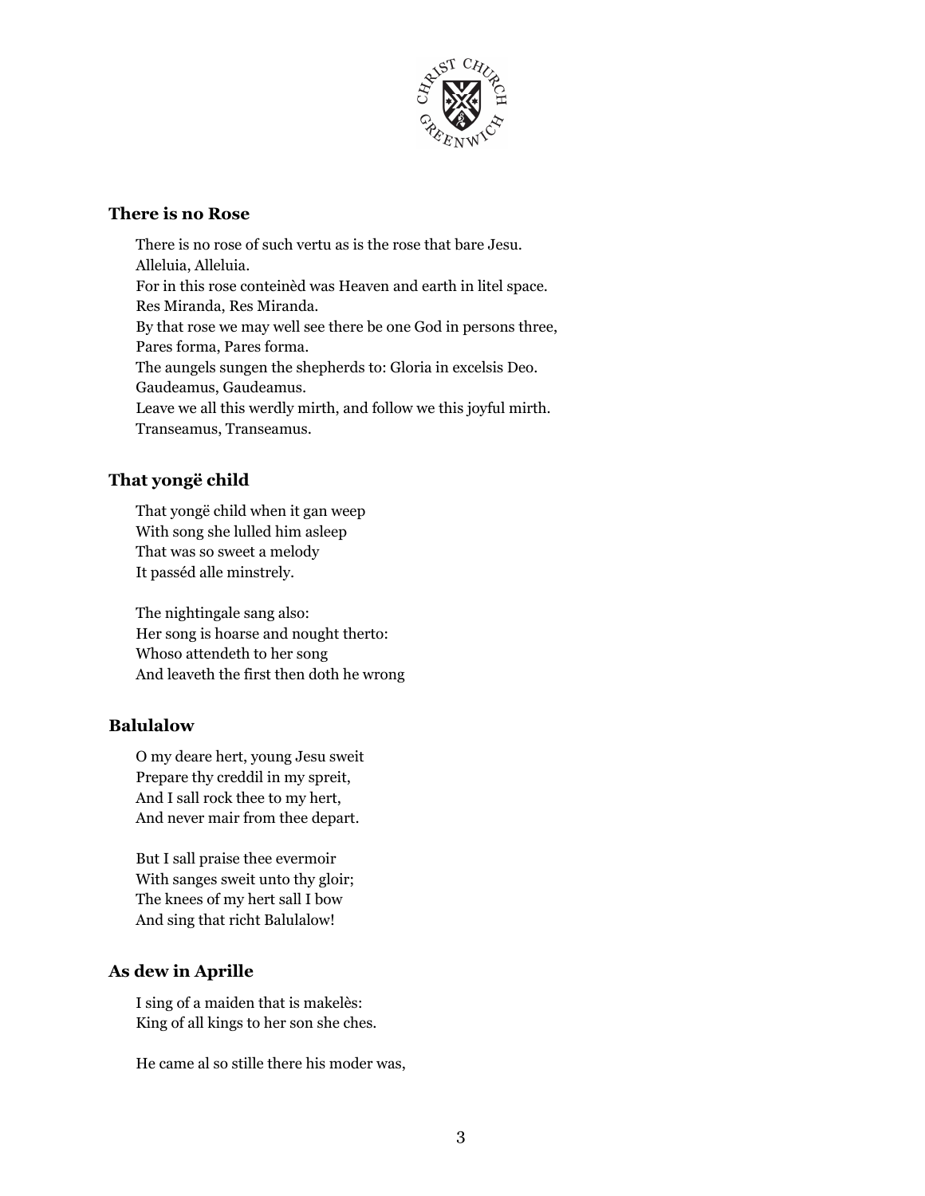## There is no Rose

There is no rose of such vertu as is the rose that bare Jesu.
Alleluia, Alleluia.
For in this rose conteinèd was Heaven and earth in litel space.
Res Miranda, Res Miranda.
By that rose we may well see there be one God in persons three,
Pares forma, Pares forma.
The aungels sungen the shepherds to: Gloria in excelsis Deo.
Gaudeamus, Gaudeamus.
Leave we all this werdly mirth, and follow we this joyful mirth.
Transeamus, Transeamus.

## That yongë child

That yongë child when it gan weep
With song she lulled him asleep
That was so sweet a melody
It passéd alle minstrely.

The nightingale sang also:
Her song is hoarse and nought therto:
Whoso attendeth to her song
And leaveth the first then doth he wrong

## Balulalow

O my deare hert, young Jesu sweit
Prepare thy creddil in my spreit,
And I sall rock thee to my hert,
And never mair from thee depart.

But I sall praise thee evermoir
With sanges sweit unto thy gloir;
The knees of my hert sall I bow
And sing that richt Balulalow!

## As dew in Aprille

I sing of a maiden that is makelès:
King of all kings to her son she ches.

He came al so stille there his moder was,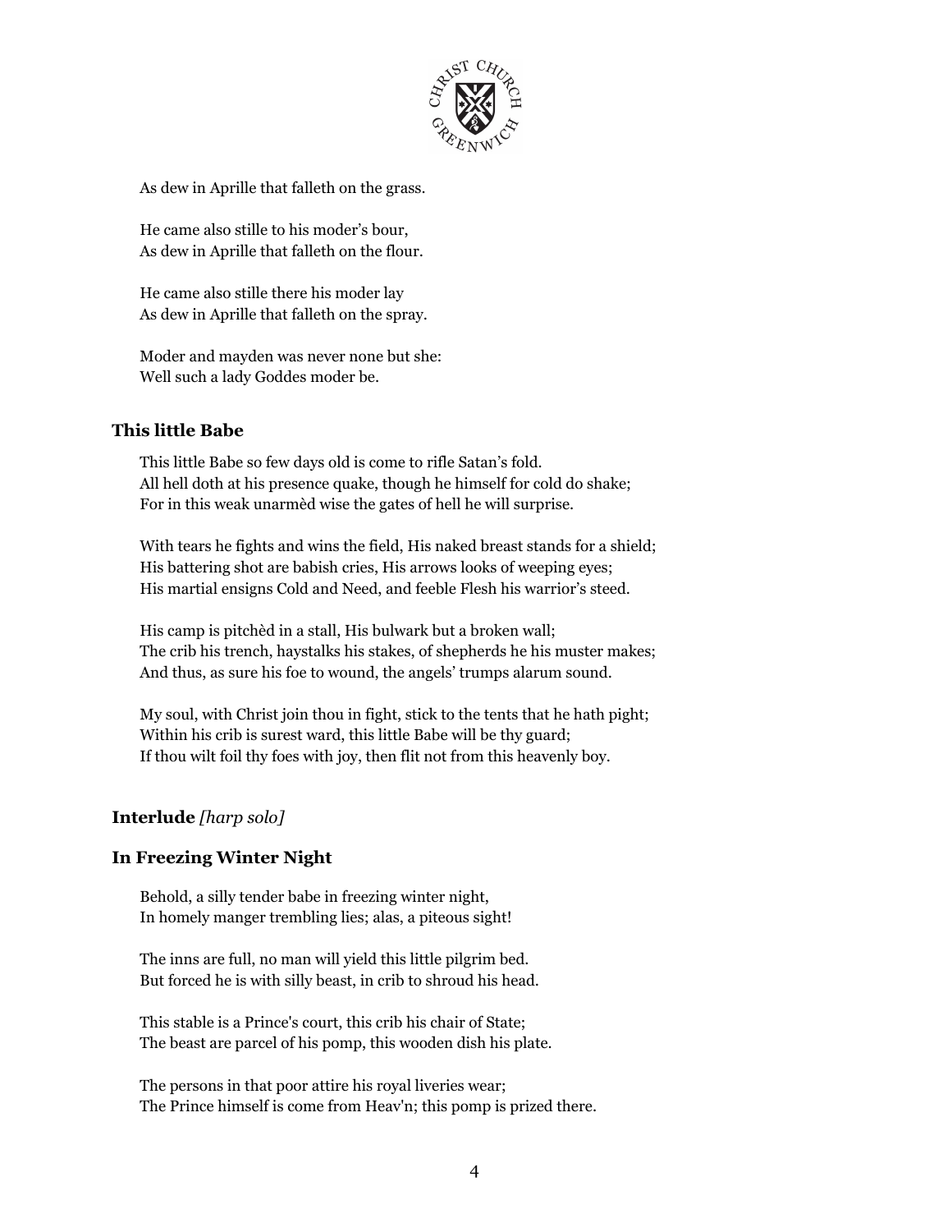As dew in Aprille that falleth on the grass.

He came also stille to his moder's bour,  
As dew in Aprille that falleth on the flour.

He came also stille there his moder lay  
As dew in Aprille that falleth on the spray.

Moder and mayden was never none but she:  
Well such a lady Goddes moder be.

### This little Babe

This little Babe so few days old is come to rifle Satan's fold.  
All hell doth at his presence quake, though he himself for cold do shake;  
For in this weak unarmèd wise the gates of hell he will surprise.

With tears he fights and wins the field, His naked breast stands for a shield;  
His battering shot are babish cries, His arrows looks of weeping eyes;  
His martial ensigns Cold and Need, and feeble Flesh his warrior's steed.

His camp is pitchèd in a stall, His bulwark but a broken wall;  
The crib his trench, haystalks his stakes, of shepherds he his muster makes;  
And thus, as sure his foe to wound, the angels' trumps alarum sound.

My soul, with Christ join thou in fight, stick to the tents that he hath pight;  
Within his crib is surest ward, this little Babe will be thy guard;  
If thou wilt foil thy foes with joy, then flit not from this heavenly boy.

### Interlude *[harp solo]*

### In Freezing Winter Night

Behold, a silly tender babe in freezing winter night,  
In homely manger trembling lies; alas, a piteous sight!

The inns are full, no man will yield this little pilgrim bed.  
But forced he is with silly beast, in crib to shroud his head.

This stable is a Prince's court, this crib his chair of State;  
The beast are parcel of his pomp, this wooden dish his plate.

The persons in that poor attire his royal liveries wear;  
The Prince himself is come from Heav'n; this pomp is prized there.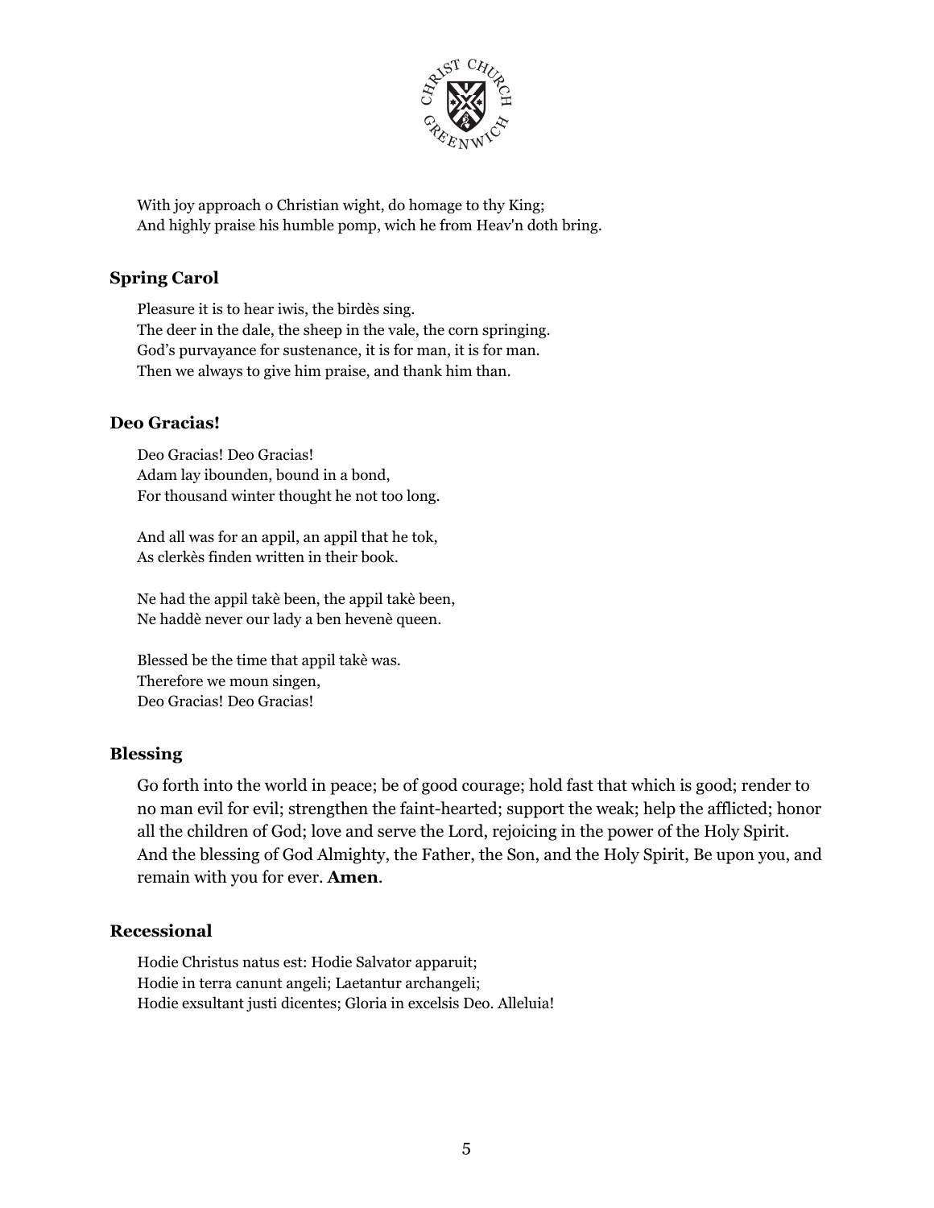With joy approach o Christian wight, do homage to thy King;
And highly praise his humble pomp, wich he from Heav'n doth bring.

### Spring Carol

Pleasure it is to hear iwis, the birdès sing.
The deer in the dale, the sheep in the vale, the corn springing.
God's purvayance for sustenance, it is for man, it is for man.
Then we always to give him praise, and thank him than.

### Deo Gracias!

Deo Gracias! Deo Gracias!
Adam lay ibounden, bound in a bond,
For thousand winter thought he not too long.

And all was for an appil, an appil that he tok,
As clerkès finden written in their book.

Ne had the appil takè been, the appil takè been,
Ne haddè never our lady a ben hevenè queen.

Blessed be the time that appil takè was.
Therefore we moun singen,
Deo Gracias! Deo Gracias!

### Blessing

Go forth into the world in peace; be of good courage; hold fast that which is good; render to no man evil for evil; strengthen the faint-hearted; support the weak; help the afflicted; honor all the children of God; love and serve the Lord, rejoicing in the power of the Holy Spirit. And the blessing of God Almighty, the Father, the Son, and the Holy Spirit, Be upon you, and remain with you for ever. **Amen**.

### Recessional

Hodie Christus natus est: Hodie Salvator apparuit;
Hodie in terra canunt angeli; Laetantur archangeli;
Hodie exsultant justi dicentes; Gloria in excelsis Deo. Alleluia!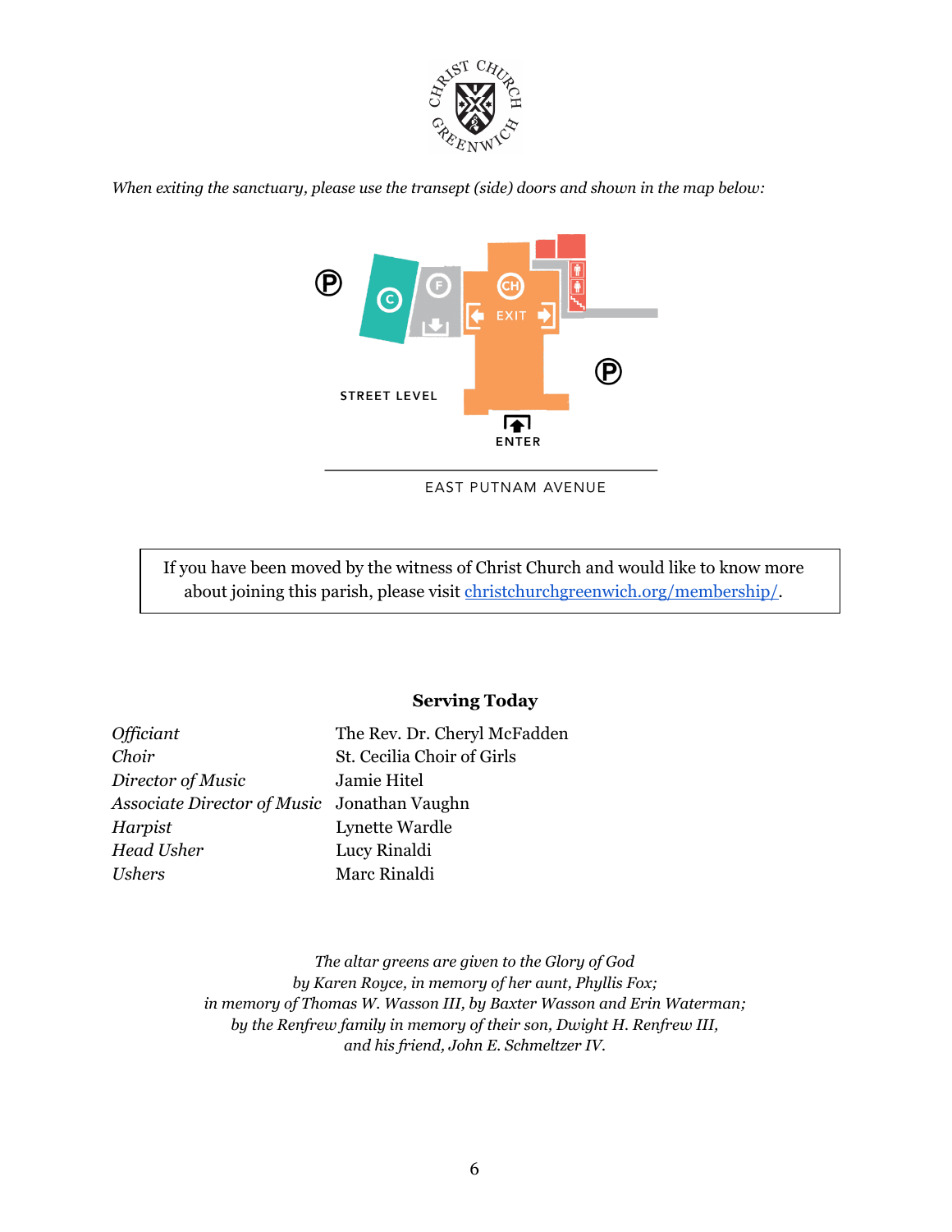*When exiting the sanctuary, please use the transept (side) doors and shown in the map below:*

STREET LEVEL

EXIT

ENTER

EAST PUTNAM AVENUE

| |
|---|
| If you have been moved by the witness of Christ Church and would like to know more about joining this parish, please visit [christchurchgreenwich.org/membership/](https://christchurchgreenwich.org/membership/). |

## Serving Today

| | |
|---|---|
| *Officiant* | The Rev. Dr. Cheryl McFadden |
| *Choir* | St. Cecilia Choir of Girls |
| *Director of Music* | Jamie Hitel |
| *Associate Director of Music* | Jonathan Vaughn |
| *Harpist* | Lynette Wardle |
| *Head Usher* | Lucy Rinaldi |
| *Ushers* | Marc Rinaldi |

*The altar greens are given to the Glory of God*
*by Karen Royce, in memory of her aunt, Phyllis Fox;*
*in memory of Thomas W. Wasson III, by Baxter Wasson and Erin Waterman;*
*by the Renfrew family in memory of their son, Dwight H. Renfrew III,*
*and his friend, John E. Schmeltzer IV.*